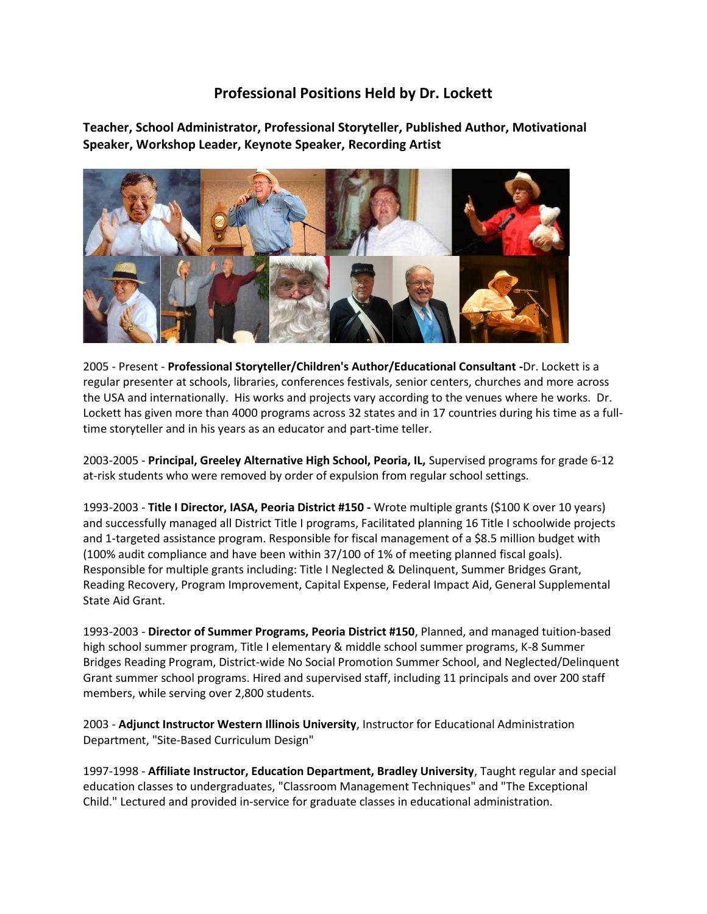# Professional Positions Held by Dr. Lockett

**Teacher, School Administrator, Professional Storyteller, Published Author, Motivational Speaker, Workshop Leader, Keynote Speaker, Recording Artist**

2005 - Present - **Professional Storyteller/Children's Author/Educational Consultant -** Dr. Lockett is a regular presenter at schools, libraries, conferences festivals, senior centers, churches and more across the USA and internationally. His works and projects vary according to the venues where he works. Dr. Lockett has given more than 4000 programs across 32 states and in 17 countries during his time as a full-time storyteller and in his years as an educator and part-time teller.

2003-2005 - **Principal, Greeley Alternative High School, Peoria, IL,** Supervised programs for grade 6-12 at-risk students who were removed by order of expulsion from regular school settings.

1993-2003 - **Title I Director, IASA, Peoria District #150 -** Wrote multiple grants ($100 K over 10 years) and successfully managed all District Title I programs, Facilitated planning 16 Title I schoolwide projects and 1-targeted assistance program. Responsible for fiscal management of a $8.5 million budget with (100% audit compliance and have been within 37/100 of 1% of meeting planned fiscal goals). Responsible for multiple grants including: Title I Neglected & Delinquent, Summer Bridges Grant, Reading Recovery, Program Improvement, Capital Expense, Federal Impact Aid, General Supplemental State Aid Grant.

1993-2003 - **Director of Summer Programs, Peoria District #150**, Planned, and managed tuition-based high school summer program, Title I elementary & middle school summer programs, K-8 Summer Bridges Reading Program, District-wide No Social Promotion Summer School, and Neglected/Delinquent Grant summer school programs. Hired and supervised staff, including 11 principals and over 200 staff members, while serving over 2,800 students.

2003 - **Adjunct Instructor Western Illinois University**, Instructor for Educational Administration Department, "Site-Based Curriculum Design"

1997-1998 - **Affiliate Instructor, Education Department, Bradley University**, Taught regular and special education classes to undergraduates, "Classroom Management Techniques" and "The Exceptional Child." Lectured and provided in-service for graduate classes in educational administration.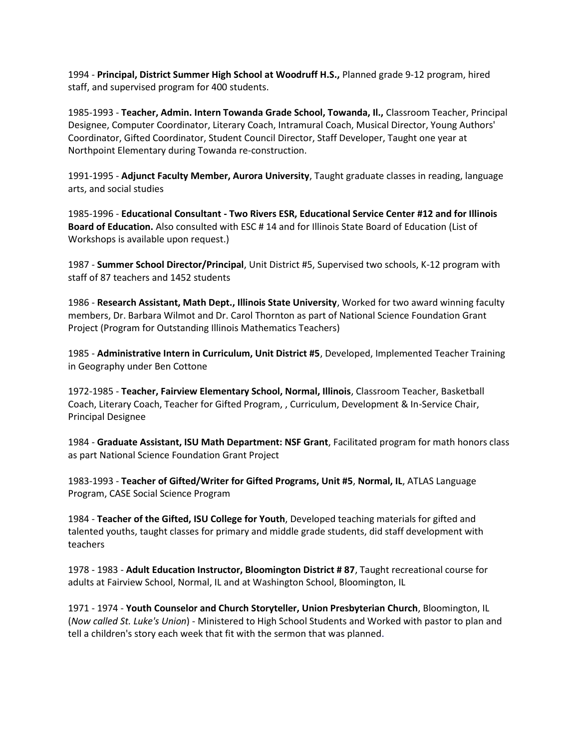1994 - **Principal, District Summer High School at Woodruff H.S.,** Planned grade 9-12 program, hired staff, and supervised program for 400 students.

1985-1993 - **Teacher, Admin. Intern Towanda Grade School, Towanda, Il.,** Classroom Teacher, Principal Designee, Computer Coordinator, Literary Coach, Intramural Coach, Musical Director, Young Authors' Coordinator, Gifted Coordinator, Student Council Director, Staff Developer, Taught one year at Northpoint Elementary during Towanda re-construction.

1991-1995 - **Adjunct Faculty Member, Aurora University**, Taught graduate classes in reading, language arts, and social studies

1985-1996 - **Educational Consultant - Two Rivers ESR, Educational Service Center #12 and for Illinois Board of Education.** Also consulted with ESC # 14 and for Illinois State Board of Education (List of Workshops is available upon request.)

1987 - **Summer School Director/Principal**, Unit District #5, Supervised two schools, K-12 program with staff of 87 teachers and 1452 students

1986 - **Research Assistant, Math Dept., Illinois State University**, Worked for two award winning faculty members, Dr. Barbara Wilmot and Dr. Carol Thornton as part of National Science Foundation Grant Project (Program for Outstanding Illinois Mathematics Teachers)

1985 - **Administrative Intern in Curriculum, Unit District #5**, Developed, Implemented Teacher Training in Geography under Ben Cottone

1972-1985 - **Teacher, Fairview Elementary School, Normal, Illinois**, Classroom Teacher, Basketball Coach, Literary Coach, Teacher for Gifted Program, , Curriculum, Development & In-Service Chair, Principal Designee

1984 - **Graduate Assistant, ISU Math Department: NSF Grant**, Facilitated program for math honors class as part National Science Foundation Grant Project

1983-1993 - **Teacher of Gifted/Writer for Gifted Programs, Unit #5**, **Normal, IL**, ATLAS Language Program, CASE Social Science Program

1984 - **Teacher of the Gifted, ISU College for Youth**, Developed teaching materials for gifted and talented youths, taught classes for primary and middle grade students, did staff development with teachers

1978 - 1983 - **Adult Education Instructor, Bloomington District # 87**, Taught recreational course for adults at Fairview School, Normal, IL and at Washington School, Bloomington, IL

1971 - 1974 - **Youth Counselor and Church Storyteller, Union Presbyterian Church**, Bloomington, IL (*Now called St. Luke's Union*) - Ministered to High School Students and Worked with pastor to plan and tell a children's story each week that fit with the sermon that was planned.